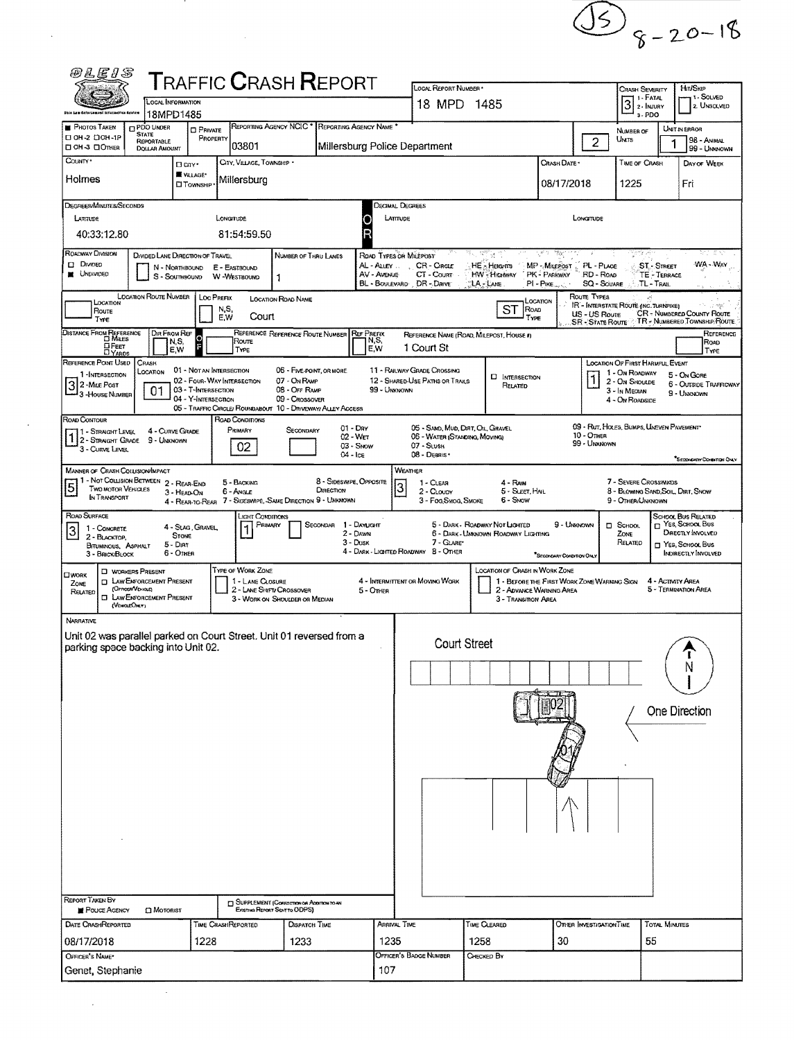JS 8-20-18

# OLEIS TRAFFIC CRASH REPORT

| | |
|---|---|
| Local Information | 18MPD1485 |
| Local Report Number | 18 MPD 1485 |
| Crash Severity | 3 (1 - Fatal, 2 - Injury, 3 - PDO) |
| Hit/Skip | (1 - Solved, 2 - Unsolved) |
| Photos Taken | (OH-2, OH-1P, OH-3, Other) |
| PDO Under State Reportable Dollar Amount | |
| Private Property | |
| Reporting Agency NCIC | 03801 |
| Reporting Agency Name | Millersburg Police Department |
| Number of Units | 2 |
| Unit in Error | 1 (98 - Animal, 99 - Unknown) |
| County | Holmes |
| City, Village, Township | Village: Millersburg |
| Crash Date | 08/17/2018 |
| Time of Crash | 1225 |
| Day of Week | Fri |

**Degrees/Minutes/Seconds** — Latitude: 40:33:12.80 Longitude: 81:54:59.50

**Decimal Degrees** — Latitude: Longitude:

**Roadway Division:** Undivided

Divided Lane Direction of Travel: N - Northbound, S - Southbound, E - Eastbound, W - Westbound

Number of Thru Lanes: 1

Road Types or Milepost: AL - Alley, AV - Avenue, BL - Boulevard, CR - Circle, CT - Court, DR - Drive, HE - Heights, HW - Highway, LA - Lane, MP - Milepost, PK - Parkway, PI - Pike, PL - Place, RD - Road, SQ - Square, ST - Street, TE - Terrace, TL - Trail, WA - Way

**Location:** Location Route Number: ; Loc Prefix: ; Location Road Name: Court ; Location Road Type: ST

Route Types: IR - Interstate Route (Inc. Turnpike), US - US Route, SR - State Route, CR - Numbered County Route, TR - Numbered Township Route

**Distance From Reference:** (Miles, Feet, Yards) ; Dir From Ref: ; Reference Route: ; Reference Route Number: ; Ref Prefix: ; Reference Name (Road, Milepost, House #): 1 Court St ; Reference Road Type:

**Reference Point Used:** 3 (1 - Intersection, 2 - Mile Post, 3 - House Number)

**Crash Location:** 01 (01 - Not an Intersection, 02 - Four-Way Intersection, 03 - T-Intersection, 04 - Y-Intersection, 05 - Traffic Circle/Roundabout, 06 - Five-Point, or More, 07 - On Ramp, 08 - Off Ramp, 09 - Crossover, 10 - Driveway/Alley Access, 11 - Railway Grade Crossing, 12 - Shared-Use Paths or Trails, 99 - Unknown)

Intersection Related: ☐

**Location of First Harmful Event:** 1 (1 - On Roadway, 2 - On Shoulde, 3 - In Median, 4 - On Roadside, 5 - On Gore, 6 - Outside Trafficway, 9 - Unknown)

**Road Contour:** 1 (1 - Straight Level, 2 - Straight Grade, 3 - Curve Level, 4 - Curve Grade, 9 - Unknown)

**Road Conditions:** Primary: 02 ; Secondary: (01 - Dry, 02 - Wet, 03 - Snow, 04 - Ice, 05 - Sand, Mud, Dirt, Oil, Gravel, 06 - Water (Standing, Moving), 07 - Slush, 08 - Debris, 09 - Rut, Holes, Bumps, Uneven Pavement*, 10 - Other, 99 - Unknown)

*Secondary Condition Only

**Manner of Crash Collision/Impact:** 5 (1 - Not Collision Between Two Motor Vehicles in Transport, 2 - Rear-End, 3 - Head-On, 4 - Rear-to-Rear, 5 - Backing, 6 - Angle, 7 - Sideswipe, Same Direction, 8 - Sideswipe, Opposite Direction, 9 - Unknown)

**Weather:** 3 (1 - Clear, 2 - Cloudy, 3 - Fog, Smog, Smoke, 4 - Rain, 5 - Sleet, Hail, 6 - Snow, 7 - Severe Crosswinds, 8 - Blowing Sand, Soil, Dirt, Snow, 9 - Other/Unknown)

**Road Surface:** 3 (1 - Concrete, 2 - Blacktop, Bituminous, Asphalt, 3 - Brick/Block, 4 - Slag, Gravel, Stone, 5 - Dirt, 6 - Other)

**Light Conditions:** Primary: 1 ; Secondary: (1 - Daylight, 2 - Dawn, 3 - Dusk, 4 - Dark - Lighted Roadway, 5 - Dark - Roadway Not Lighted, 6 - Dark - Unknown Roadway Lighting, 7 - Glare*, 8 - Other, 9 - Unknown)

*Secondary Condition Only

School Zone Related: ☐ ; School Bus Related: ☐ Yes, School Bus Directly Involved ☐ Yes, School Bus Indirectly Involved

**Work Zone Related:** ☐ ; ☐ Workers Present ; ☐ Law Enforcement Present (Officer/Vehicle) ; ☐ Law Enforcement Present (Vehicle Only)

Type of Work Zone: 1 - Lane Closure, 2 - Lane Shift/Crossover, 3 - Work on Shoulder or Median, 4 - Intermittent or Moving Work, 5 - Other

Location of Crash in Work Zone: 1 - Before the First Work Zone Warning Sign, 2 - Advance Warning Area, 3 - Transition Area, 4 - Activity Area, 5 - Termination Area

## Narrative

Unit 02 was parallel parked on Court Street. Unit 01 reversed from a parking space backing into Unit 02.

Court Street

N

One Direction

02

01

**Report Taken By:** ■ Police Agency ☐ Motorist

☐ Supplement (Correction or Addition to an Existing Report Sent to ODPS)

| Date Crash Reported | Time Crash Reported | Dispatch Time | Arrival Time | Time Cleared | Other Investigation Time | Total Minutes |
|---|---|---|---|---|---|---|
| 08/17/2018 | 1228 | 1233 | 1235 | 1258 | 30 | 55 |

| Officer's Name | Officer's Badge Number | Checked By |
|---|---|---|
| Genet, Stephanie | 107 | |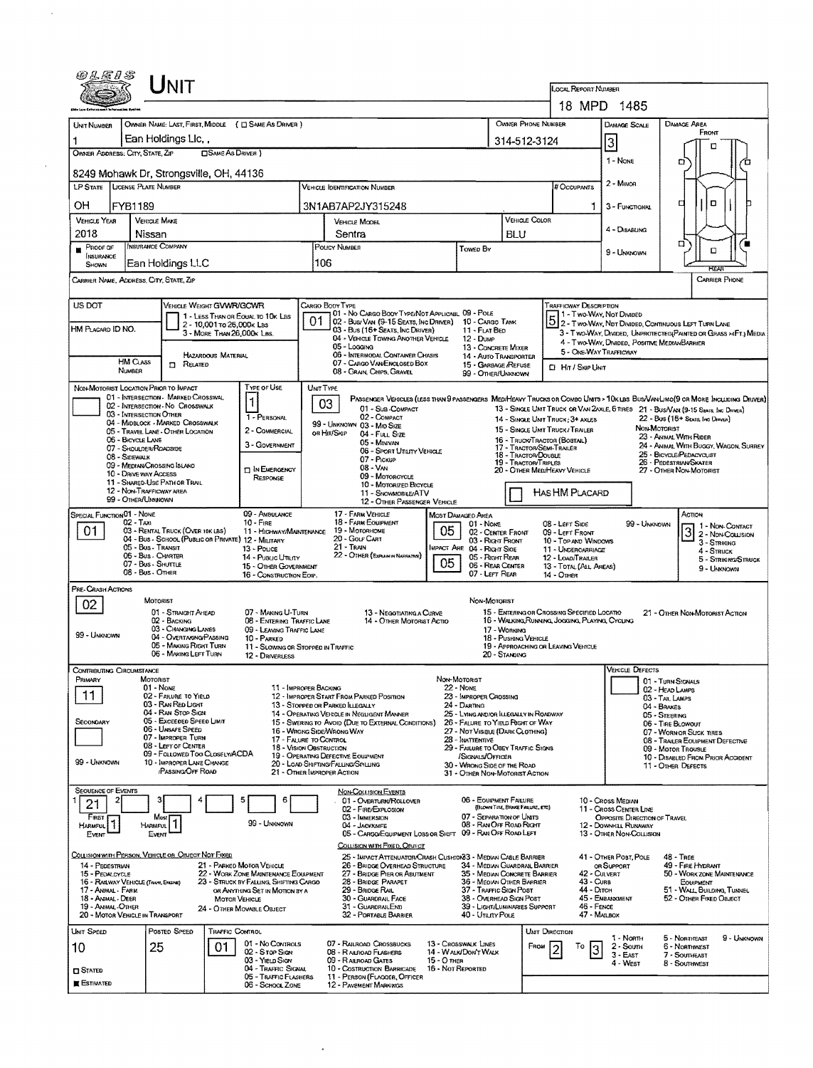# UNIT

LOCAL REPORT NUMBER: 18 MPD 1485

| UNIT NUMBER | OWNER NAME: LAST, FIRST, MIDDLE ( ☐ SAME AS DRIVER ) | OWNER PHONE NUMBER | DAMAGE SCALE | DAMAGE AREA |
|---|---|---|---|---|
| 1 | Ean Holdings Llc, , | 314-512-3124 | 3 | |

OWNER ADDRESS: CITY, STATE, ZIP ☐ SAME AS DRIVER )
8249 Mohawk Dr, Strongsville, OH, 44136

DAMAGE SCALE: 1 - NONE, 2 - MINOR, 3 - FUNCTIONAL, 4 - DISABLING, 9 - UNKNOWN

| LP STATE | LICENSE PLATE NUMBER | VEHICLE IDENTIFICATION NUMBER | # OCCUPANTS |
|---|---|---|---|
| OH | FYB1189 | 3N1AB7AP2JY315248 | 1 |

| VEHICLE YEAR | VEHICLE MAKE | VEHICLE MODEL | VEHICLE COLOR |
|---|---|---|---|
| 2018 | Nissan | Sentra | BLU |

| ■ PROOF OF INSURANCE SHOWN | INSURANCE COMPANY | POLICY NUMBER | TOWED BY |
|---|---|---|---|
| | Ean Holdings LLC | 106 | |

CARRIER NAME, ADDRESS, CITY, STATE, ZIP — CARRIER PHONE

US DOT — VEHICLE WEIGHT GVWR/GCWR: 1 - LESS THAN OR EQUAL TO 10K LBS, 2 - 10,001 TO 26,000K LBS, 3 - MORE THAN 26,000K LBS.

HM PLACARD ID NO. — HM CLASS NUMBER — HAZARDOUS MATERIAL ☐ RELATED

CARGO BODY TYPE: **01** — 01 - NO CARGO BODY TYPE/NOT APPLICABLE, 02 - BUS/VAN (9-15 SEATS, INC DRIVER), 03 - BUS (16+ SEATS, INC DRIVER), 04 - VEHICLE TOWING ANOTHER VEHICLE, 05 - LOGGING, 06 - INTERMODAL CONTAINER CHASSIS, 07 - CARGO VAN/ENCLOSED BOX, 08 - GRAIN, CHIPS, GRAVEL, 09 - POLE, 10 - CARGO TANK, 11 - FLAT BED, 12 - DUMP, 13 - CONCRETE MIXER, 14 - AUTO TRANSPORTER, 15 - GARBAGE/REFUSE, 99 - OTHER/UNKNOWN

TRAFFICWAY DESCRIPTION: **5** — 1 - TWO-WAY, NOT DIVIDED; 2 - TWO-WAY, NOT DIVIDED, CONTINUOUS LEFT TURN LANE; 3 - TWO-WAY, DIVIDED, UNPROTECTED(PAINTED OR GRASS >4FT.) MEDIA; 4 - TWO-WAY, DIVIDED, POSITIVE MEDIAN BARRIER; 5 - ONE-WAY TRAFFICWAY; ☐ HIT / SKIP UNIT

NON-MOTORIST LOCATION PRIOR TO IMPACT: 01 - INTERSECTION - MARKED CROSSWALK, 02 - INTERSECTION - NO CROSSWALK, 03 - INTERSECTION OTHER, 04 - MIDBLOCK - MARKED CROSSWALK, 05 - TRAVEL LANE - OTHER LOCATION, 06 - BICYCLE LANE, 07 - SHOULDER/ROADSIDE, 08 - SIDEWALK, 09 - MEDIAN/CROSSING ISLAND, 10 - DRIVE WAY ACCESS, 11 - SHARED-USE PATH OR TRAIL, 12 - NON-TRAFFICWAY AREA, 99 - OTHER/UNKNOWN

TYPE OF USE: **1** — 1 - PERSONAL, 2 - COMMERCIAL, 3 - GOVERNMENT, ☐ IN EMERGENCY RESPONSE

UNIT TYPE: **03** — PASSENGER VEHICLES (LESS THAN 9 PASSENGERS): 01 - SUB-COMPACT, 02 - COMPACT, 99 - UNKNOWN 03 - MID SIZE, OR HIT/SKIP 04 - FULL SIZE, 05 - MINIVAN, 06 - SPORT UTILITY VEHICLE, 07 - PICKUP, 08 - VAN, 09 - MOTORCYCLE, 10 - MOTORIZED BICYCLE, 11 - SNOWMOBILE/ATV, 12 - OTHER PASSENGER VEHICLE. MED/HEAVY TRUCKS OR COMBO UNITS > 10K LBS: 13 - SINGLE UNIT TRUCK OR VAN 2AXLE, 6 TIRES, 14 - SINGLE UNIT TRUCK; 3+ AXLES, 15 - SINGLE UNIT TRUCK/TRAILER, 16 - TRUCK/TRACTOR (BOBTAIL), 17 - TRACTOR/SEMI-TRAILER, 18 - TRACTOR/DOUBLE, 19 - TRACTOR/TRIPLES, 20 - OTHER MED/HEAVY VEHICLE. BUS/VAN/LIMO(9 OR MORE INCLUDING DRIVER): 21 - BUS/VAN (9-15 SEATS, INC DRIVER), 22 - BUS (16+ SEATS, INC DRIVER). NON-MOTORIST: 23 - ANIMAL WITH RIDER, 24 - ANIMAL WITH BUGGY, WAGON, SURREY, 25 - BICYCLE/PEDACYCLIST, 26 - PEDESTRIAN/SKATER, 27 - OTHER NON-MOTORIST. ☐ HAS HM PLACARD

SPECIAL FUNCTION: **01** — 01 - NONE, 02 - TAXI, 03 - RENTAL TRUCK (OVER 10K LBS), 04 - BUS - SCHOOL (PUBLIC OR PRIVATE), 05 - BUS - TRANSIT, 06 - BUS - CHARTER, 07 - BUS - SHUTTLE, 08 - BUS - OTHER, 09 - AMBULANCE, 10 - FIRE, 11 - HIGHWAY/MAINTENANCE, 12 - MILITARY, 13 - POLICE, 14 - PUBLIC UTILITY, 15 - OTHER GOVERNMENT, 16 - CONSTRUCTION EQIP., 17 - FARM VEHICLE, 18 - FARM EQUIPMENT, 19 - MOTORHOME, 20 - GOLF CART, 21 - TRAIN, 22 - OTHER (EXPLAIN IN NARRATIVE)

MOST DAMAGED AREA: **05**; IMPACT ARE: **05** — 01 - NONE, 02 - CENTER FRONT, 03 - RIGHT FRONT, 04 - RIGHT SIDE, 05 - RIGHT REAR, 06 - REAR CENTER, 07 - LEFT REAR, 08 - LEFT SIDE, 09 - LEFT FRONT, 10 - TOP AND WINDOWS, 11 - UNDERCARRIAGE, 12 - LOAD/TRAILER, 13 - TOTAL (ALL AREAS), 14 - OTHER, 99 - UNKNOWN

ACTION: **3** — 1 - NON-CONTACT, 2 - NON-COLLISION, 3 - STRIKING, 4 - STRUCK, 5 - STRIKING/STRUCK, 9 - UNKNOWN

PRE-CRASH ACTIONS: **02** — MOTORIST: 01 - STRAIGHT AHEAD, 02 - BACKING, 03 - CHANGING LANES, 04 - OVERTAKING/PASSING, 05 - MAKING RIGHT TURN, 06 - MAKING LEFT TURN, 07 - MAKING U-TURN, 08 - ENTERING TRAFFIC LANE, 09 - LEAVING TRAFFIC LANE, 10 - PARKED, 11 - SLOWING OR STOPPED IN TRAFFIC, 12 - DRIVERLESS, 13 - NEGOTIATING A CURVE, 14 - OTHER MOTORIST ACTIO, 99 - UNKNOWN. NON-MOTORIST: 15 - ENTERING OR CROSSING SPECIFIED LOCATIO, 16 - WALKING, RUNNING, JOGGING, PLAYING, CYCLING, 17 - WORKING, 18 - PUSHING VEHICLE, 19 - APPROACHING OR LEAVING VEHICLE, 20 - STANDING, 21 - OTHER NON-MOTORIST ACTION

CONTRIBUTING CIRCUMSTANCE: PRIMARY **11**; SECONDARY (blank) — MOTORIST: 01 - NONE, 02 - FAILURE TO YIELD, 03 - RAN RED LIGHT, 04 - RAN STOP SIGN, 05 - EXCEEDED SPEED LIMIT, 06 - UNSAFE SPEED, 07 - IMPROPER TURN, 08 - LEFT OF CENTER, 09 - FOLLOWED TOO CLOSELY/ACDA, 10 - IMPROPER LANE CHANGE /PASSING/OFF ROAD, 11 - IMPROPER BACKING, 12 - IMPROPER START FROM PARKED POSITION, 13 - STOPPED OR PARKED ILLEGALLY, 14 - OPERATING VEHICLE IN NEGLIGENT MANNER, 15 - SWERING TO AVOID (DUE TO EXTERNAL CONDITIONS), 16 - WRONG SIDE/WRONG WAY, 17 - FALURE TO CONTROL, 18 - VISION OBSTRUCTION, 19 - OPERATING DEFECTIVE EQUIPMENT, 20 - LOAD SHIFTING/FALLING/SPILLING, 21 - OTHER IMPROPER ACTION, 99 - UNKNOWN. NON-MOTORIST: 22 - NONE, 23 - IMPROPER CROSSING, 24 - DARTING, 25 - LYING AND/OR ILLEGALLY IN ROADWAY, 26 - FALURE TO YIELD RIGHT OF WAY, 27 - NOT VISIBLE (DARK CLOTHING), 28 - INATTENTIVE, 29 - FAILURE TO OBEY TRAFFIC SIGNS /SIGNALS/OFFICER, 30 - WRONG SIDE OF THE ROAD, 31 - OTHER NON-MOTORIST ACTION

VEHICLE DEFECTS: 01 - TURN SIGNALS, 02 - HEAD LAMPS, 03 - TAIL LAMPS, 04 - BRAKES, 05 - STEERING, 06 - TIRE BLOWOUT, 07 - WORN OR SLICK TIRES, 08 - TRAILER EQUIPMENT DEFECTIVE, 09 - MOTOR TROUBLE, 10 - DISABLED FROM PRIOR ACCIDENT, 11 - OTHER DEFECTS

SEQUENCE OF EVENTS: 1: **21**, 2, 3, 4, 5, 6; FIRST HARMFUL EVENT: **1**; MOST HARMFUL EVENT: **1**; 99 - UNKNOWN

NON-COLLISION EVENTS: 01 - OVERTURN/ROLLOVER, 02 - FIRE/EXPLOSION, 03 - IMMERSION, 04 - JACKKNIFE, 05 - CARGO/EQUIPMENT LOSS OR SHIFT, 06 - EQUIPMENT FAILURE (BLOWN TIRE, BRAKE FAILURE, ETC), 07 - SEPARATION OF UNITS, 08 - RAN OFF ROAD RIGHT, 09 - RAN OFF ROAD LEFT, 10 - CROSS MEDIAN, 11 - CROSS CENTER LINE OPPOSITE DIRECTION OF TRAVEL, 12 - DOWNHILL RUNAWAY, 13 - OTHER NON-COLLISION

COLLISION WITH PERSON, VEHICLE OR OBJECT NOT FIXED: 14 - PEDESTRIAN, 15 - PEDALCYCLE, 16 - RAILWAY VEHICLE (TRAIN, ENGINE), 17 - ANIMAL - FARM, 18 - ANIMAL - DEER, 19 - ANIMAL - OTHER, 20 - MOTOR VEHICLE IN TRANSPORT, 21 - PARKED MOTOR VEHICLE, 22 - WORK ZONE MAINTENANCE EQUIPMENT, 23 - STRUCK BY FALLING, SHIFTING CARGO OR ANYTHING SET IN MOTION BY A MOTOR VEHICLE, 24 - OTHER MOVABLE OBJECT

COLLISION WITH FIXED, OBJECT: 25 - IMPACT ATTENUATOR/CRASH CUSHION, 26 - BRIDGE OVERHEAD STRUCTURE, 27 - BRIDGE PIER OR ABUTMENT, 28 - BRIDGE PARAPET, 29 - BRIDGE RAIL, 30 - GUARDRAIL FACE, 31 - GUARDRAIL END, 32 - PORTABLE BARRIER, 33 - MEDIAN CABLE BARRIER, 34 - MEDIAN GUARDRAIL BARRIER, 35 - MEDIAN CONCRETE BARRIER, 36 - MEDIAN OTHER BARRIER, 37 - TRAFFIC SIGN POST, 38 - OVERHEAD SIGN POST, 39 - LIGHT/LUMINARIES SUPPORT, 40 - UTILITY POLE, 41 - OTHER POST, POLE OR SUPPORT, 42 - CULVERT, 43 - CURB, 44 - DITCH, 45 - EMBANKMENT, 46 - FENCE, 47 - MAILBOX, 48 - TREE, 49 - FIRE HYDRANT, 50 - WORK ZONE MAINTENANCE EQUIPMENT, 51 - WALL, BUILDING, TUNNEL, 52 - OTHER FIXED OBJECT

| UNIT SPEED | POSTED SPEED | TRAFFIC CONTROL | UNIT DIRECTION |
|---|---|---|---|
| 10 | 25 | 01 | FROM 2 TO 3 |

☐ STATED ■ ESTIMATED

TRAFFIC CONTROL: 01 - NO CONTROLS, 02 - STOP SIGN, 03 - YIELD SIGN, 04 - TRAFFIC SIGNAL, 05 - TRAFFIC FLASHERS, 06 - SCHOOL ZONE, 07 - RAILROAD CROSSBUCKS, 08 - RAILROAD FLASHERS, 09 - RAILROAD GATES, 10 - COSTRUCTION BARRICADE, 11 - PERSON (FLAGGER, OFFICER), 12 - PAVEMENT MARKINGS, 13 - CROSSWALK LINES, 14 - WALK/DON'T WALK, 15 - OTHER, 16 - NOT REPORTED

UNIT DIRECTION: 1 - NORTH, 2 - SOUTH, 3 - EAST, 4 - WEST, 5 - NORTHEAST, 6 - NORTHWEST, 7 - SOUTHEAST, 8 - SOUTHWEST, 9 - UNKNOWN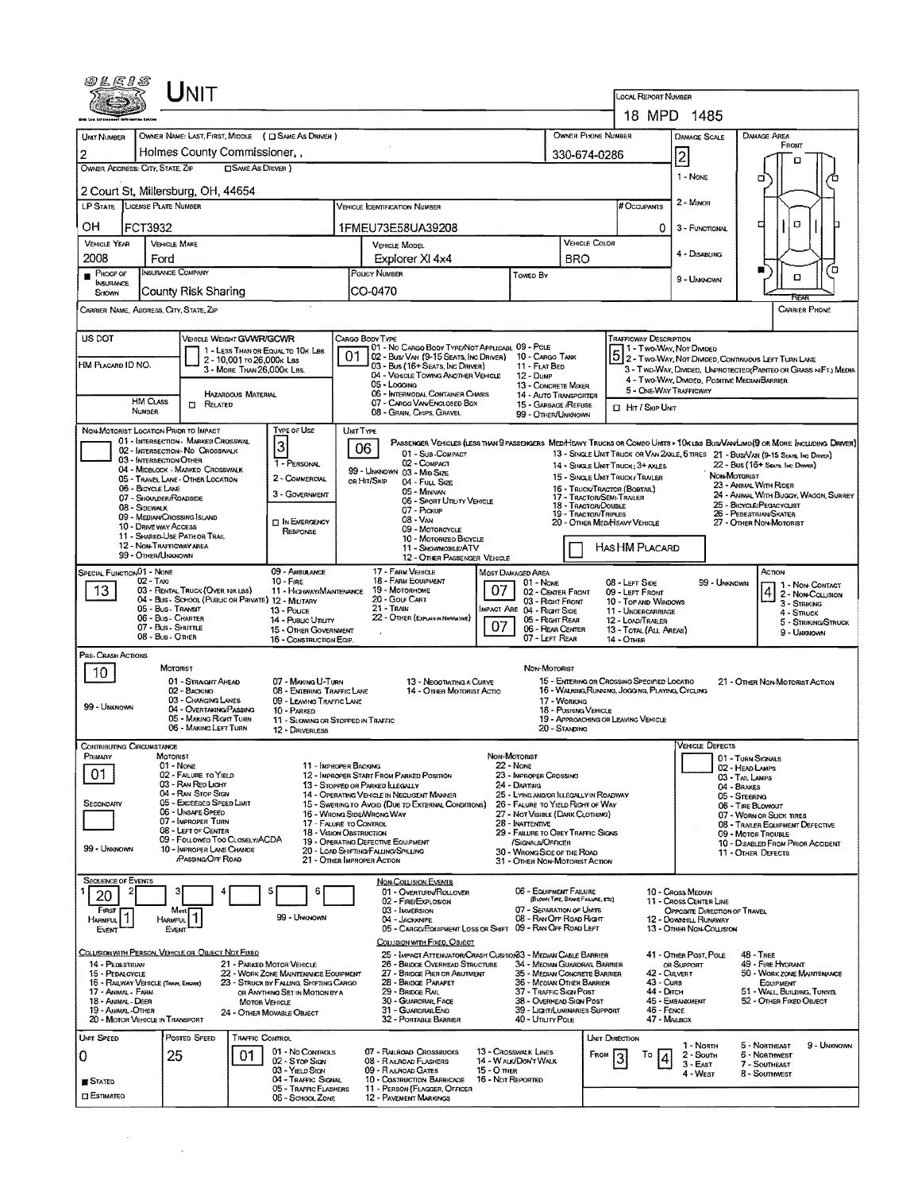# UNIT

LOCAL REPORT NUMBER: 18 MPD 1485

| UNIT NUMBER | OWNER NAME: LAST, FIRST, MIDDLE ( ☐ SAME AS DRIVER ) | OWNER PHONE NUMBER | DAMAGE SCALE |
|---|---|---|---|
| 2 | Holmes County Commissioner, , | 330-674-0286 | 2 |

OWNER ADDRESS: CITY, STATE, ZIP ☐ SAME AS DRIVER )
2 Court St, Millersburg, OH, 44654

| LP STATE | LICENSE PLATE NUMBER | VEHICLE IDENTIFICATION NUMBER | # OCCUPANTS |
|---|---|---|---|
| OH | FCT3932 | 1FMEU73E58UA39208 | 0 |

| VEHICLE YEAR | VEHICLE MAKE | VEHICLE MODEL | VEHICLE COLOR |
|---|---|---|---|
| 2008 | Ford | Explorer Xl 4x4 | BRO |

| PROOF OF INSURANCE SHOWN | INSURANCE COMPANY | POLICY NUMBER | TOWED BY |
|---|---|---|---|
| ■ | County Risk Sharing | CO-0470 | |

DAMAGE SCALE: 1 - NONE, 2 - MINOR, 3 - FUNCTIONAL, 4 - DISABLING, 9 - UNKNOWN

DAMAGE AREA: FRONT / REAR

CARRIER NAME, ADDRESS, CITY, STATE, ZIP — CARRIER PHONE

US DOT — VEHICLE WEIGHT GVWR/GCWR: 1 - LESS THAN OR EQUAL TO 10K LBS; 2 - 10,001 TO 26,000K LBS; 3 - MORE THAN 26,000K LBS.

HM PLACARD ID NO. — HM CLASS NUMBER — HAZARDOUS MATERIAL ☐ RELATED

CARGO BODY TYPE: **01** — 01 - NO CARGO BODY TYPE/NOT APPLICABL; 02 - BUS/VAN (9-15 SEATS, INC DRIVER); 03 - BUS (16+ SEATS, INC DRIVER); 04 - VEHICLE TOWING ANOTHER VEHICLE; 05 - LOGGING; 06 - INTERMODAL CONTAINER CHASIS; 07 - CARGO VAN/ENCLOSED BOX; 08 - GRAIN, CHIPS, GRAVEL; 09 - POLE; 10 - CARGO TANK; 11 - FLAT BED; 12 - DUMP; 13 - CONCRETE MIXER; 14 - AUTO TRANSPORTER; 15 - GARBAGE /REFUSE; 99 - OTHER/UNKNOWN

TRAFFICWAY DESCRIPTION: **5** — 1 - TWO-WAY, NOT DIVIDED; 2 - TWO-WAY, NOT DIVIDED, CONTINUOUS LEFT TURN LANE; 3 - TWO-WAY, DIVIDED, UNPROTECTED(PAINTED OR GRASS >4FT.) MEDIA; 4 - TWO-WAY, DIVIDED, POSITIVE MEDIAN BARRIER; 5 - ONE-WAY TRAFFICWAY; ☐ HIT / SKIP UNIT

NON-MOTORIST LOCATION PRIOR TO IMPACT: 01 - INTERSECTION - MARKED CROSSWAL; 02 - INTERSECTION - NO CROSSWALK; 03 - INTERSECTION OTHER; 04 - MIDBLOCK - MARKED CROSSWALK; 05 - TRAVEL LANE - OTHER LOCATION; 06 - BICYCLE LANE; 07 - SHOULDER/ROADSIDE; 08 - SIDEWALK; 09 - MEDIAN/CROSSING ISLAND; 10 - DRIVE WAY ACCESS; 11 - SHARED-USE PATH OR TRAIL; 12 - NON-TRAFFICWAY AREA; 99 - OTHER/UNKNOWN

TYPE OF USE: **3** — 1 - PERSONAL; 2 - COMMERCIAL; 3 - GOVERNMENT; ☐ IN EMERGENCY RESPONSE

UNIT TYPE: **06** — PASSENGER VEHICLES (LESS THAN 9 PASSENGERS MED/HEAVY TRUCKS OR COMBO UNITS > 10K LBS BUS/VAN/LIMO(9 OR MORE INCLUDING DRIVER): 01 - SUB-COMPACT; 02 - COMPACT; 99 - UNKNOWN 03 - MID SIZE; OR HIT/SKIP 04 - FULL SIZE; 05 - MINIVAN; 06 - SPORT UTILITY VEHICLE; 07 - PICKUP; 08 - VAN; 09 - MOTORCYCLE; 10 - MOTORIZED BICYCLE; 11 - SNOWMOBILE/ATV; 12 - OTHER PASSENGER VEHICLE; 13 - SINGLE UNIT TRUCK OR VAN 2AXLE, 6 TIRES; 14 - SINGLE UNIT TRUCK; 3+ AXLES; 15 - SINGLE UNIT TRUCK / TRAILER; 16 - TRUCK/TRACTOR (BOBTAIL); 17 - TRACTOR/SEMI-TRAILER; 18 - TRACTOR/DOUBLE; 19 - TRACTOR/TRIPLES; 20 - OTHER MED/HEAVY VEHICLE; 21 - BUS/VAN (9-15 SEATS, INC DRIVER); 22 - BUS (16+ SEATS, INC DRIVER); NON-MOTORIST: 23 - ANIMAL WITH RIDER; 24 - ANIMAL WITH BUGGY, WAGON, SURREY; 25 - BICYCLE/PEDACYCLIST; 26 - PEDESTRIAN/SKATER; 27 - OTHER NON-MOTORIST; ☐ HAS HM PLACARD

SPECIAL FUNCTION: **13** — 01 - NONE; 02 - TAXI; 03 - RENTAL TRUCK (OVER 10K LBS); 04 - BUS - SCHOOL (PUBLIC OR PRIVATE); 05 - BUS - TRANSIT; 06 - BUS - CHARTER; 07 - BUS - SHUTTLE; 08 - BUS - OTHER; 09 - AMBULANCE; 10 - FIRE; 11 - HIGHWAY/MAINTENANCE; 12 - MILITARY; 13 - POLICE; 14 - PUBLIC UTILITY; 15 - OTHER GOVERNMENT; 16 - CONSTRUCTION EQIP.; 17 - FARM VEHICLE; 18 - FARM EQUIPMENT; 19 - MOTORHOME; 20 - GOLF CART; 21 - TRAIN; 22 - OTHER (EXPLAIN IN NARRATIVE)

MOST DAMAGED AREA: **07**; IMPACT ARE: **07** — 01 - NONE; 02 - CENTER FRONT; 03 - RIGHT FRONT; 04 - RIGHT SIDE; 05 - RIGHT REAR; 06 - REAR CENTER; 07 - LEFT REAR; 08 - LEFT SIDE; 09 - LEFT FRONT; 10 - TOP AND WINDOWS; 11 - UNDERCARRIAGE; 12 - LOAD/TRAILER; 13 - TOTAL (ALL AREAS); 14 - OTHER; 99 - UNKNOWN

ACTION: **4** — 1 - NON-CONTACT; 2 - NON-COLLISION; 3 - STRIKING; 4 - STRUCK; 5 - STRIKING/STRUCK; 9 - UNKNOWN

PRE-CRASH ACTIONS: **10** — MOTORIST: 01 - STRAIGHT AHEAD; 02 - BACKING; 03 - CHANGING LANES; 04 - OVERTAKING/PASSING; 05 - MAKING RIGHT TURN; 06 - MAKING LEFT TURN; 07 - MAKING U-TURN; 08 - ENTERING TRAFFIC LANE; 09 - LEAVING TRAFFIC LANE; 10 - PARKED; 11 - SLOWING OR STOPPED IN TRAFFIC; 12 - DRIVERLESS; 13 - NEGOTIATING A CURVE; 14 - OTHER MOTORIST ACTIO; 99 - UNKNOWN. NON-MOTORIST: 15 - ENTERING OR CROSSING SPECIFIED LOCATIO; 16 - WALKING, RUNNING, JOGGING, PLAYING, CYCLING; 17 - WORKING; 18 - PUSHING VEHICLE; 19 - APPROACHING OR LEAVING VEHICLE; 20 - STANDING; 21 - OTHER NON-MOTORIST ACTION

CONTRIBUTING CIRCUMSTANCE: PRIMARY **01**; SECONDARY (blank) — MOTORIST: 01 - NONE; 02 - FAILURE TO YIELD; 03 - RAN RED LIGHT; 04 - RAN STOP SIGN; 05 - EXCEEDED SPEED LIMIT; 06 - UNSAFE SPEED; 07 - IMPROPER TURN; 08 - LEFT OF CENTER; 09 - FOLLOWED TOO CLOSELY/ACDA; 10 - IMPROPER LANE CHANGE /PASSING/OFF ROAD; 11 - IMPROPER BACKING; 12 - IMPROPER START FROM PARKED POSITION; 13 - STOPPED OR PARKED ILLEGALLY; 14 - OPERATING VEHICLE IN NEGLIGENT MANNER; 15 - SWERING TO AVOID (DUE TO EXTERNAL CONDITIONS); 16 - WRONG SIDE/WRONG WAY; 17 - FAILURE TO CONTROL; 18 - VISION OBSTRUCTION; 19 - OPERATING DEFECTIVE EQUIPMENT; 20 - LOAD SHIFTING/FALLING/SPILLING; 21 - OTHER IMPROPER ACTION; 99 - UNKNOWN. NON-MOTORIST: 22 - NONE; 23 - IMPROPER CROSSING; 24 - DARTING; 25 - LYING AND/OR ILLEGALLY IN ROADWAY; 26 - FAILURE TO YIELD RIGHT OF WAY; 27 - NOT VISIBLE (DARK CLOTHING); 28 - INATTENTIVE; 29 - FAILURE TO OBEY TRAFFIC SIGNS /SIGNALS/OFFICER; 30 - WRONG SIDE OF THE ROAD; 31 - OTHER NON-MOTORIST ACTION

VEHICLE DEFECTS: 01 - TURN SIGNALS; 02 - HEAD LAMPS; 03 - TAIL LAMPS; 04 - BRAKES; 05 - STEERING; 06 - TIRE BLOWOUT; 07 - WORN OR SLICK TIRES; 08 - TRAILER EQUIPMENT DEFECTIVE; 09 - MOTOR TROUBLE; 10 - DISABLED FROM PRIOR ACCIDENT; 11 - OTHER DEFECTS

SEQUENCE OF EVENTS: 1: **20**; 2; 3; 4; 5; 6 — FIRST HARMFUL EVENT: **1**; MOST HARMFUL EVENT: **1**; 99 - UNKNOWN

NON-COLLISION EVENTS: 01 - OVERTURN/ROLLOVER; 02 - FIRE/EXPLOSION; 03 - IMMERSION; 04 - JACKKNIFE; 05 - CARGO/EQUIPMENT LOSS OR SHIFT; 06 - EQUIPMENT FAILURE (BLOWN TIRE, BRAKE FAILURE, ETC); 07 - SEPARATION OF UNITS; 08 - RAN OFF ROAD RIGHT; 09 - RAN OFF ROAD LEFT; 10 - CROSS MEDIAN; 11 - CROSS CENTER LINE OPPOSITE DIRECTION OF TRAVEL; 12 - DOWNHILL RUNAWAY; 13 - OTHER NON-COLLISION

COLLISION WITH PERSON, VEHICLE OR OBJECT NOT FIXED: 14 - PEDESTRIAN; 15 - PEDALCYCLE; 16 - RAILWAY VEHICLE (TRAIN, ENGINE); 17 - ANIMAL - FARM; 18 - ANIMAL - DEER; 19 - ANIMAL - OTHER; 20 - MOTOR VEHICLE IN TRANSPORT; 21 - PARKED MOTOR VEHICLE; 22 - WORK ZONE MAINTENANCE EQUIPMENT; 23 - STRUCK BY FALLING, SHIFTING CARGO OR ANYTHING SET IN MOTION BY A MOTOR VEHICLE; 24 - OTHER MOVABLE OBJECT

COLLISION WITH FIXED, OBJECT: 25 - IMPACT ATTENUATOR/CRASH CUSHION; 26 - BRIDGE OVERHEAD STRUCTURE; 27 - BRIDGE PIER OR ABUTMENT; 28 - BRIDGE PARAPET; 29 - BRIDGE RAIL; 30 - GUARDRAIL FACE; 31 - GUARDRAIL END; 32 - PORTABLE BARRIER; 33 - MEDIAN CABLE BARRIER; 34 - MEDIAN GUARDRAIL BARRIER; 35 - MEDIAN CONCRETE BARRIER; 36 - MEDIAN OTHER BARRIER; 37 - TRAFFIC SIGN POST; 38 - OVERHEAD SIGN POST; 39 - LIGHT/LUMINARIES SUPPORT; 40 - UTILITY POLE; 41 - OTHER POST, POLE OR SUPPORT; 42 - CULVERT; 43 - CURB; 44 - DITCH; 45 - EMBANKMENT; 46 - FENCE; 47 - MAILBOX; 48 - TREE; 49 - FIRE HYDRANT; 50 - WORK ZONE MAINTENANCE EQUIPMENT; 51 - WALL, BUILDING, TUNNEL; 52 - OTHER FIXED OBJECT

| UNIT SPEED | POSTED SPEED | TRAFFIC CONTROL | UNIT DIRECTION |
|---|---|---|---|
| 0 | 25 | 01 | FROM 3 TO 4 |

■ STATED ☐ ESTIMATED

TRAFFIC CONTROL: 01 - NO CONTROLS; 02 - STOP SIGN; 03 - YIELD SIGN; 04 - TRAFFIC SIGNAL; 05 - TRAFFIC FLASHERS; 06 - SCHOOL ZONE; 07 - RAILROAD CROSSBUCKS; 08 - RAILROAD FLASHERS; 09 - RAILROAD GATES; 10 - COSTRUCTION BARRICADE; 11 - PERSON (FLAGGER, OFFICER; 12 - PAVEMENT MARKINGS; 13 - CROSSWALK LINES; 14 - WALK/DON'T WALK; 15 - OTHER; 16 - NOT REPORTED

UNIT DIRECTION: 1 - NORTH; 2 - SOUTH; 3 - EAST; 4 - WEST; 5 - NORTHEAST; 6 - NORTHWEST; 7 - SOUTHEAST; 8 - SOUTHWEST; 9 - UNKNOWN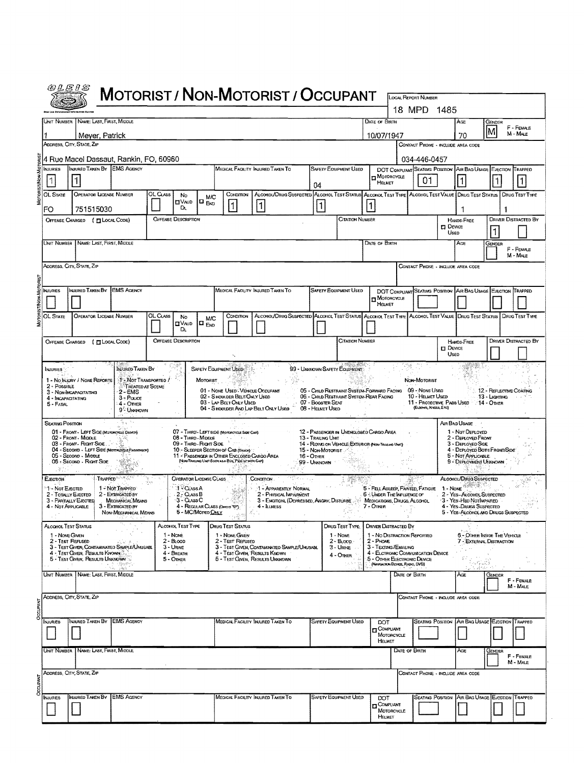# MOTORIST / NON-MOTORIST / OCCUPANT

OLEIS

| LOCAL REPORT NUMBER |
|---|
| 18 MPD 1485 |

## MOTORIST/NON-MOTORIST

| UNIT NUMBER | NAME: LAST, FIRST, MIDDLE | DATE OF BIRTH | AGE | GENDER (F - FEMALE, M - MALE) |
|---|---|---|---|---|
| 1 | Meyer, Patrick | 10/07/1947 | 70 | M |

| ADDRESS, CITY, STATE, ZIP | CONTACT PHONE - INCLUDE AREA CODE |
|---|---|
| 4 Rue Macel Dassaut, Rankin, FO, 60960 | 034-446-0457 |

| INJURIES | INJURED TAKEN BY | EMS AGENCY | MEDICAL FACILITY INJURED TAKEN TO | SAFETY EQUIPMENT USED | DOT COMPLIANT MOTORCYCLE HELMET | SEATING POSITION | AIR BAG USAGE | EJECTION | TRAPPED |
|---|---|---|---|---|---|---|---|---|---|
| 1 | 1 | | | 04 | | 01 | 1 | 1 | 1 |

| OL STATE | OPERATOR LICENSE NUMBER | OL CLASS | NO VALID DL | M/C END | CONDITION | ALCOHOL/DRUG SUSPECTED | ALCOHOL TEST STATUS | ALCOHOL TEST TYPE | ALCOHOL TEST VALUE | DRUG TEST STATUS | DRUG TEST TYPE |
|---|---|---|---|---|---|---|---|---|---|---|---|
| FO | 751515030 | | | | 1 | 1 | 1 | 1 | | 1 | 1 |

| OFFENSE CHARGED ( LOCAL CODE) | OFFENSE DESCRIPTION | CITATION NUMBER | HANDS-FREE DEVICE USED | DRIVER DISTRACTED BY |
|---|---|---|---|---|
| | | | | 1 |

## MOTORIST/NON-MOTORIST

| UNIT NUMBER | NAME: LAST, FIRST, MIDDLE | DATE OF BIRTH | AGE | GENDER (F - FEMALE, M - MALE) |
|---|---|---|---|---|
| | | | | |

| ADDRESS, CITY, STATE, ZIP | CONTACT PHONE - INCLUDE AREA CODE |
|---|---|
| | |

| INJURIES | INJURED TAKEN BY | EMS AGENCY | MEDICAL FACILITY INJURED TAKEN TO | SAFETY EQUIPMENT USED | DOT COMPLIANT MOTORCYCLE HELMET | SEATING POSITION | AIR BAG USAGE | EJECTION | TRAPPED |
|---|---|---|---|---|---|---|---|---|---|
| | | | | | | | | | |

| OL STATE | OPERATOR LICENSE NUMBER | OL CLASS | NO VALID DL | M/C END | CONDITION | ALCOHOL/DRUG SUSPECTED | ALCOHOL TEST STATUS | ALCOHOL TEST TYPE | ALCOHOL TEST VALUE | DRUG TEST STATUS | DRUG TEST TYPE |
|---|---|---|---|---|---|---|---|---|---|---|---|
| | | | | | | | | | | | |

| OFFENSE CHARGED ( LOCAL CODE) | OFFENSE DESCRIPTION | CITATION NUMBER | HANDS-FREE DEVICE USED | DRIVER DISTRACTED BY |
|---|---|---|---|---|
| | | | | |

## Codes

**INJURIES**
1 - NO INJURY / NONE REPORTED
2 - POSSIBLE
3 - NON-INCAPACITATING
4 - INCAPACITATING
5 - FATAL

**INJURED TAKEN BY**
1 - NOT TRANSPORTED / TREATED AT SCENE
2 - EMS
3 - POLICE
4 - OTHER
9 - UNKNOWN

**SAFETY EQUIPMENT USED**
99 - UNKNOWN SAFETY EQUIPMENT

MOTORIST
01 - NONE USED - VEHICLE OCCUPANT
02 - SHOULDER BELT ONLY USED
03 - LAP BELT ONLY USED
04 - SHOULDER AND LAP BELT ONLY USED
05 - CHILD RESTRAINT SYSTEM-FORWARD FACING
06 - CHILD RESTRAINT SYSTEM-REAR FACING
07 - BOOSTER SEAT
08 - HELMET USED

NON-MOTORIST
09 - NONE USED
10 - HELMET USED
11 - PROTECTIVE PADS USED (ELBOWS, KNEES, ETC)
12 - REFLECTIVE COATING
13 - LIGHTING
14 - OTHER

**SEATING POSITION**
01 - FRONT - LEFT SIDE (MOTORCYCLE DRIVER)
02 - FRONT - MIDDLE
03 - FRONT - RIGHT SIDE
04 - SECOND - LEFT SIDE (MOTORCYCLE PASSENGER)
05 - SECOND - MIDDLE
06 - SECOND - RIGHT SIDE
07 - THIRD - LEFT SIDE (MOTORCYCLE SIDE CAR)
08 - THIRD - MIDDLE
09 - THIRD - RIGHT SIDE
10 - SLEEPER SECTION OF CAB (TRUCK)
11 - PASSENGER IN OTHER ENCLOSED CARGO AREA (NON-TRAILING UNIT SUCH AS A BUS, PICK-UP WITH CAP)
12 - PASSENGER IN UNENCLOSED CARGO AREA
13 - TRAILING UNIT
14 - RIDING ON VEHICLE EXTERIOR (NON-TRAILING UNIT)
15 - NON-MOTORIST
16 - OTHER
99 - UNKNOWN

**AIR BAG USAGE**
1 - NOT DEPLOYED
2 - DEPLOYED FRONT
3 - DEPLOYED SIDE
4 - DEPLOYED BOTH FRONT/SIDE
5 - NOT APPLICABLE
9 - DEPLOYMENT UNKNOWN

**EJECTION**
1 - NOT EJECTED
2 - TOTALLY EJECTED
3 - PARTIALLY EJECTED
4 - NOT APPLICABLE

**TRAPPED**
1 - NOT TRAPPED
2 - EXTRICATED BY MECHANICAL MEANS
3 - EXTRICATED BY NON-MECHANICAL MEANS

**OPERATOR LICENSE CLASS**
1 - CLASS A
2 - CLASS B
3 - CLASS C
4 - REGULAR CLASS (OHIO IS "D")
5 - MC/MOPED ONLY

**CONDITION**
1 - APPARENTLY NORMAL
2 - PHYSICAL IMPAIRMENT
3 - EMOTIONL (DEPRESSED, ANGRY, DISTURBE
4 - ILLNESS
5 - FELL ASLEEP, FAINTED, FATIGUE
6 - UNDER THE INFLUENCE OF MEDICATIONS, DRUGS, ALCOHOL
7 - OTHER

**ALCOHOL/DRUG SUSPECTED**
1 - NONE
2 - YES - ALCOHOL SUSPECTED
3 - YES - HBD NOT IMPAIRED
4 - YES - DRUGS SUSPECTED
5 - YES - ALCOHOL AND DRUGS SUSPECTED

**ALCOHOL TEST STATUS**
1 - NONE GIVEN
2 - TEST REFUSED
3 - TEST GIVEN, CONTAMINATED SAMPLE/UNUSABL
4 - TEST GIVEN, RESULTS KNOWN
5 - TEST GIVEN, RESULTS UNKNOWN

**ALCOHOL TEST TYPE**
1 - NONE
2 - BLOOD
3 - URINE
4 - BREATH
5 - OTHER

**DRUG TEST STATUS**
1 - NONE GIVEN
2 - TEST REFUSED
3 - TEST GIVEN, CONTAMINATED SAMPLE/UNUSABL
4 - TEST GIVEN, RESULTS KNOWN
5 - TEST GIVEN, RESULTS UNKNOWN

**DRUG TEST TYPE**
1 - NONE
2 - BLOOD
3 - URINE
4 - OTHER

**DRIVER DISTRACTED BY**
1 - NO DISTRACTION REPORTED
2 - PHONE
3 - TEXTING / EMAILING
4 - ELECTRONIC COMMUNICATION DEVICE
5 - OTHER ELECTRONIC DEVICE (NAVIGATION DEVICE, RADIO, DVD)
6 - OTHER INSIDE THE VEHICLE
7 - EXTERNAL DISTRACTION

## OCCUPANT

| UNIT NUMBER | NAME: LAST, FIRST, MIDDLE | DATE OF BIRTH | AGE | GENDER (F - FEMALE, M - MALE) |
|---|---|---|---|---|
| | | | | |

| ADDRESS, CITY, STATE, ZIP | CONTACT PHONE - INCLUDE AREA CODE |
|---|---|
| | |

| INJURIES | INJURED TAKEN BY | EMS AGENCY | MEDICAL FACILITY INJURED TAKEN TO | SAFETY EQUIPMENT USED | DOT COMPLIANT MOTORCYCLE HELMET | SEATING POSITION | AIR BAG USAGE | EJECTION | TRAPPED |
|---|---|---|---|---|---|---|---|---|---|
| | | | | | | | | | |

## OCCUPANT

| UNIT NUMBER | NAME: LAST, FIRST, MIDDLE | DATE OF BIRTH | AGE | GENDER (F - FEMALE, M - MALE) |
|---|---|---|---|---|
| | | | | |

| ADDRESS, CITY, STATE, ZIP | CONTACT PHONE - INCLUDE AREA CODE |
|---|---|
| | |

| INJURIES | INJURED TAKEN BY | EMS AGENCY | MEDICAL FACILITY INJURED TAKEN TO | SAFETY EQUIPMENT USED | DOT COMPLIANT MOTORCYCLE HELMET | SEATING POSITION | AIR BAG USAGE | EJECTION | TRAPPED |
|---|---|---|---|---|---|---|---|---|---|
| | | | | | | | | | |